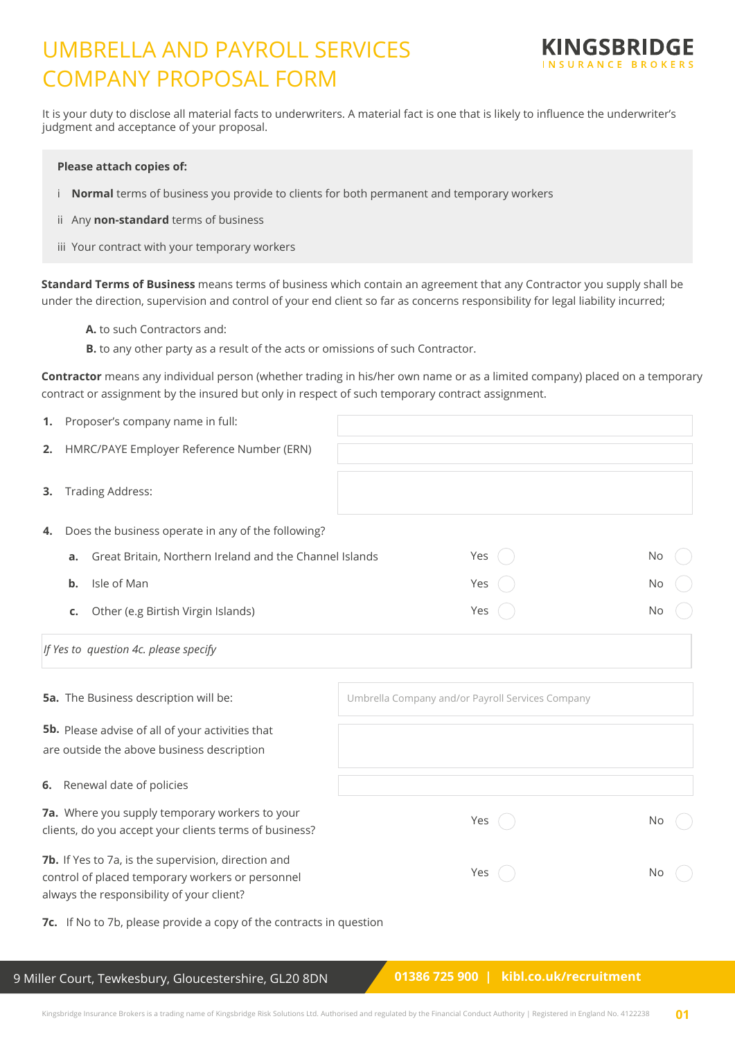# UMBRELLA AND PAYROLL SERVICES COMPANY PROPOSAL FORM

**KINGSBRIDGE**
INSURANCE BROKERS

It is your duty to disclose all material facts to underwriters. A material fact is one that is likely to influence the underwriter's judgment and acceptance of your proposal.

**Please attach copies of:**

i **Normal** terms of business you provide to clients for both permanent and temporary workers

ii Any **non-standard** terms of business

iii Your contract with your temporary workers

**Standard Terms of Business** means terms of business which contain an agreement that any Contractor you supply shall be under the direction, supervision and control of your end client so far as concerns responsibility for legal liability incurred;

**A.** to such Contractors and:

**B.** to any other party as a result of the acts or omissions of such Contractor.

**Contractor** means any individual person (whether trading in his/her own name or as a limited company) placed on a temporary contract or assignment by the insured but only in respect of such temporary contract assignment.

**1.** Proposer's company name in full:

**2.** HMRC/PAYE Employer Reference Number (ERN)

**3.** Trading Address:

**4.** Does the business operate in any of the following?

| | | | |
|---|---|---|---|
| **a.** | Great Britain, Northern Ireland and the Channel Islands | Yes ◯ | No ◯ |
| **b.** | Isle of Man | Yes ◯ | No ◯ |
| **c.** | Other (e.g Birtish Virgin Islands) | Yes ◯ | No ◯ |

*If Yes to question 4c. please specify*

**5a.** The Business description will be: Umbrella Company and/or Payroll Services Company

**5b.** Please advise of all of your activities that are outside the above business description

**6.** Renewal date of policies

**7a.** Where you supply temporary workers to your clients, do you accept your clients terms of business? Yes ◯ No ◯

**7b.** If Yes to 7a, is the supervision, direction and control of placed temporary workers or personnel always the responsibility of your client? Yes ◯ No ◯

**7c.** If No to 7b, please provide a copy of the contracts in question

9 Miller Court, Tewkesbury, Gloucestershire, GL20 8DN | **01386 725 900** | **kibl.co.uk/recruitment**

Kingsbridge Insurance Brokers is a trading name of Kingsbridge Risk Solutions Ltd. Authorised and regulated by the Financial Conduct Authority | Registered in England No. 4122238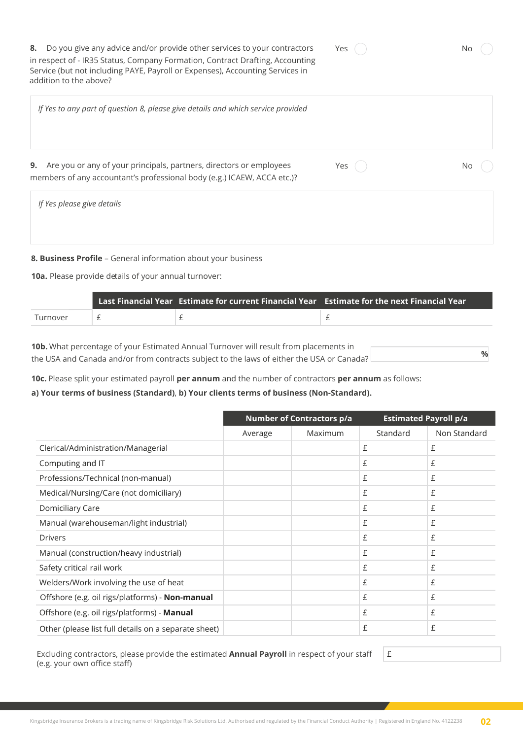**8.** Do you give any advice and/or provide other services to your contractors in respect of - IR35 Status, Company Formation, Contract Drafting, Accounting Service (but not including PAYE, Payroll or Expenses), Accounting Services in addition to the above?

Yes ◯ No ◯

*If Yes to any part of question 8, please give details and which service provided*

**9.** Are you or any of your principals, partners, directors or employees members of any accountant's professional body (e.g.) ICAEW, ACCA etc.)?

Yes ◯ No ◯

*If Yes please give details*

**8. Business Profile** – General information about your business

**10a.** Please provide details of your annual turnover:

| | Last Financial Year | Estimate for current Financial Year | Estimate for the next Financial Year |
|---|---|---|---|
| Turnover | £ | £ | £ |

**10b.** What percentage of your Estimated Annual Turnover will result from placements in the USA and Canada and/or from contracts subject to the laws of either the USA or Canada? %

**10c.** Please split your estimated payroll **per annum** and the number of contractors **per annum** as follows:

**a) Your terms of business (Standard)**, **b) Your clients terms of business (Non-Standard).**

| | Number of Contractors p/a | | Estimated Payroll p/a | |
|---|---|---|---|---|
| | Average | Maximum | Standard | Non Standard |
| Clerical/Administration/Managerial | | | £ | £ |
| Computing and IT | | | £ | £ |
| Professions/Technical (non-manual) | | | £ | £ |
| Medical/Nursing/Care (not domiciliary) | | | £ | £ |
| Domiciliary Care | | | £ | £ |
| Manual (warehouseman/light industrial) | | | £ | £ |
| Drivers | | | £ | £ |
| Manual (construction/heavy industrial) | | | £ | £ |
| Safety critical rail work | | | £ | £ |
| Welders/Work involving the use of heat | | | £ | £ |
| Offshore (e.g. oil rigs/platforms) - **Non-manual** | | | £ | £ |
| Offshore (e.g. oil rigs/platforms) - **Manual** | | | £ | £ |
| Other (please list full details on a separate sheet) | | | £ | £ |

Excluding contractors, please provide the estimated **Annual Payroll** in respect of your staff (e.g. your own office staff) £

Kingsbridge Insurance Brokers is a trading name of Kingsbridge Risk Solutions Ltd. Authorised and regulated by the Financial Conduct Authority | Registered in England No. 4122238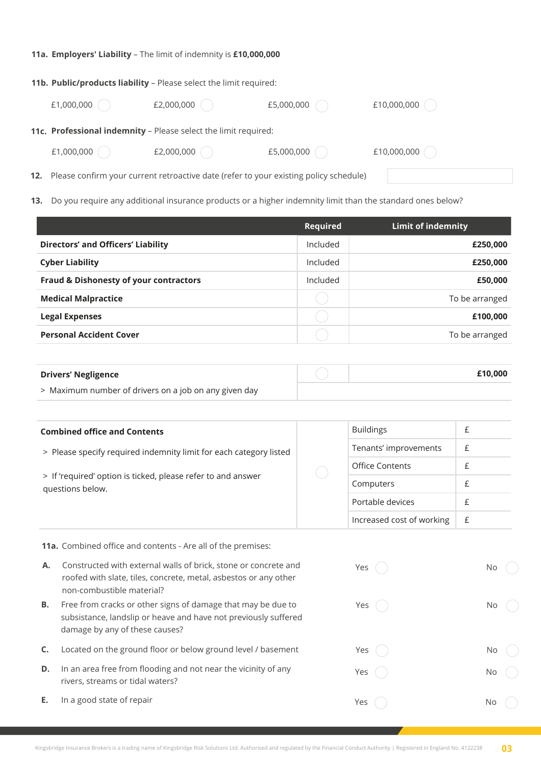**11a. Employers' Liability** – The limit of indemnity is **£10,000,000**

**11b. Public/products liability** – Please select the limit required:

£1,000,000 ◯ £2,000,000 ◯ £5,000,000 ◯ £10,000,000 ◯

**11c. Professional indemnity** – Please select the limit required:

£1,000,000 ◯ £2,000,000 ◯ £5,000,000 ◯ £10,000,000 ◯

**12.** Please confirm your current retroactive date (refer to your existing policy schedule)

**13.** Do you require any additional insurance products or a higher indemnity limit than the standard ones below?

| | Required | Limit of indemnity |
|---|---|---|
| **Directors' and Officers' Liability** | Included | **£250,000** |
| **Cyber Liability** | Included | **£250,000** |
| **Fraud & Dishonesty of your contractors** | Included | **£50,000** |
| **Medical Malpractice** | ◯ | To be arranged |
| **Legal Expenses** | ◯ | **£100,000** |
| **Personal Accident Cover** | ◯ | To be arranged |

| | | |
|---|---|---|
| **Drivers' Negligence** | ◯ | **£10,000** |
| > Maximum number of drivers on a job on any given day | | |

| | | | |
|---|---|---|---|
| **Combined office and Contents** | ◯ | Buildings | £ |
| > Please specify required indemnity limit for each category listed | | Tenants' improvements | £ |
| > If 'required' option is ticked, please refer to and answer questions below. | | Office Contents | £ |
| | | Computers | £ |
| | | Portable devices | £ |
| | | Increased cost of working | £ |

**11a.** Combined office and contents - Are all of the premises:

| | | | |
|---|---|---|---|
| **A.** | Constructed with external walls of brick, stone or concrete and roofed with slate, tiles, concrete, metal, asbestos or any other non-combustible material? | Yes ◯ | No ◯ |
| **B.** | Free from cracks or other signs of damage that may be due to subsistance, landslip or heave and have not previously suffered damage by any of these causes? | Yes ◯ | No ◯ |
| **C.** | Located on the ground floor or below ground level / basement | Yes ◯ | No ◯ |
| **D.** | In an area free from flooding and not near the vicinity of any rivers, streams or tidal waters? | Yes ◯ | No ◯ |
| **E.** | In a good state of repair | Yes ◯ | No ◯ |

Kingsbridge Insurance Brokers is a trading name of Kingsbridge Risk Solutions Ltd. Authorised and regulated by the Financial Conduct Authority | Registered in England No. 4122238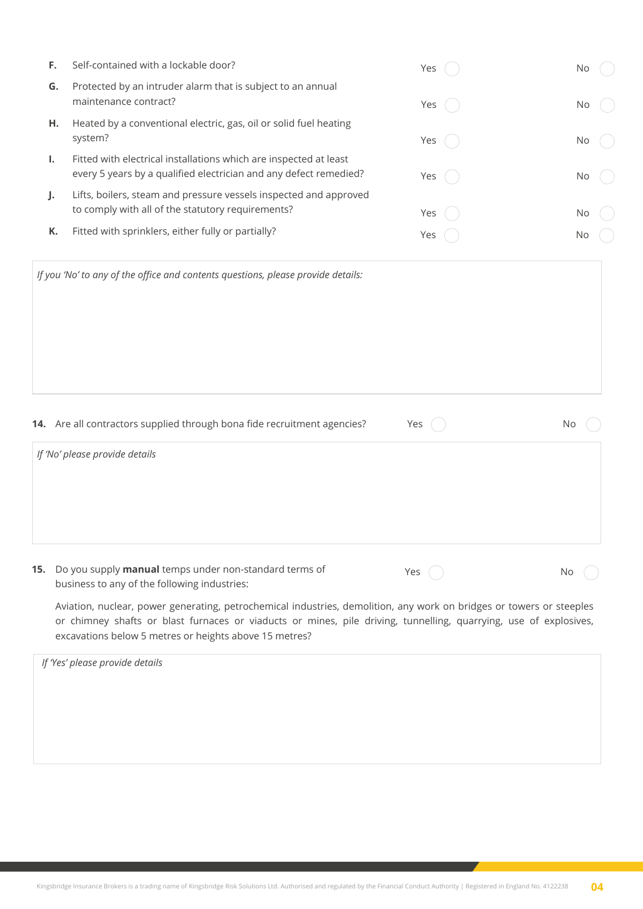| | | | |
|---|---|---|---|
| **F.** | Self-contained with a lockable door? | Yes ◯ | No ◯ |
| **G.** | Protected by an intruder alarm that is subject to an annual maintenance contract? | Yes ◯ | No ◯ |
| **H.** | Heated by a conventional electric, gas, oil or solid fuel heating system? | Yes ◯ | No ◯ |
| **I.** | Fitted with electrical installations which are inspected at least every 5 years by a qualified electrician and any defect remedied? | Yes ◯ | No ◯ |
| **J.** | Lifts, boilers, steam and pressure vessels inspected and approved to comply with all of the statutory requirements? | Yes ◯ | No ◯ |
| **K.** | Fitted with sprinklers, either fully or partially? | Yes ◯ | No ◯ |

*If you 'No' to any of the office and contents questions, please provide details:*

**14.** Are all contractors supplied through bona fide recruitment agencies? Yes ◯ No ◯

*If 'No' please provide details*

**15.** Do you supply **manual** temps under non-standard terms of business to any of the following industries: Yes ◯ No ◯

Aviation, nuclear, power generating, petrochemical industries, demolition, any work on bridges or towers or steeples or chimney shafts or blast furnaces or viaducts or mines, pile driving, tunnelling, quarrying, use of explosives, excavations below 5 metres or heights above 15 metres?

*If 'Yes' please provide details*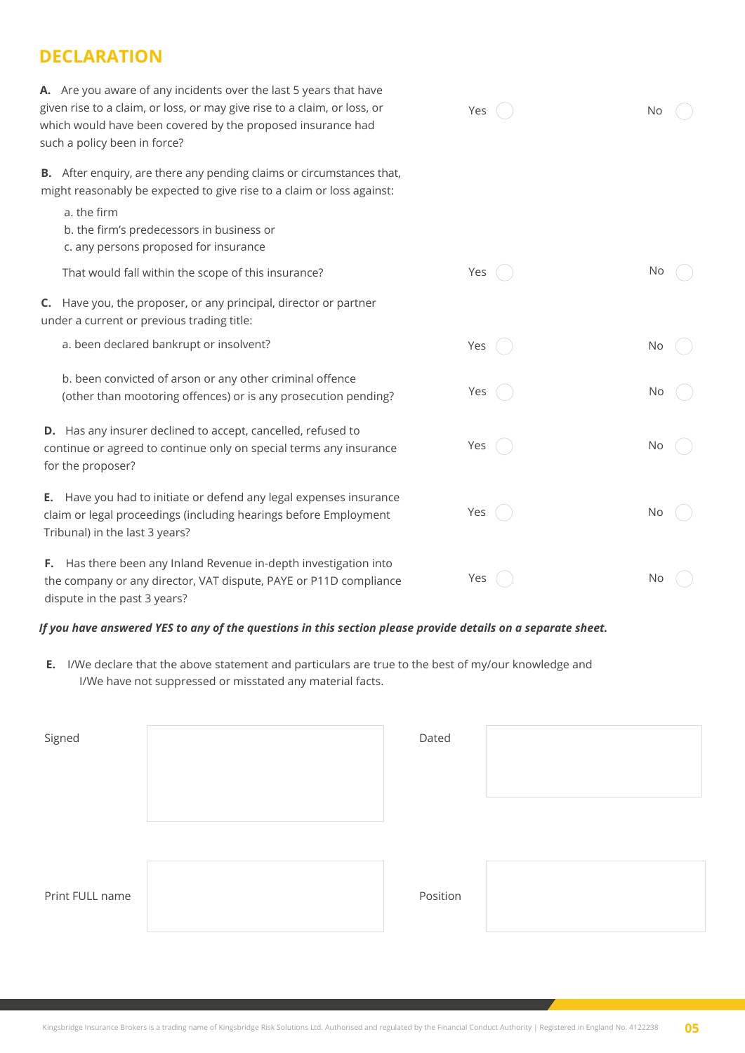## DECLARATION

**A.** Are you aware of any incidents over the last 5 years that have given rise to a claim, or loss, or may give rise to a claim, or loss, or which would have been covered by the proposed insurance had such a policy been in force? Yes ◯ No ◯

**B.** After enquiry, are there any pending claims or circumstances that, might reasonably be expected to give rise to a claim or loss against:

a. the firm
b. the firm's predecessors in business or
c. any persons proposed for insurance

That would fall within the scope of this insurance? Yes ◯ No ◯

**C.** Have you, the proposer, or any principal, director or partner under a current or previous trading title:

a. been declared bankrupt or insolvent? Yes ◯ No ◯

b. been convicted of arson or any other criminal offence (other than mootoring offences) or is any prosecution pending? Yes ◯ No ◯

**D.** Has any insurer declined to accept, cancelled, refused to continue or agreed to continue only on special terms any insurance for the proposer? Yes ◯ No ◯

**E.** Have you had to initiate or defend any legal expenses insurance claim or legal proceedings (including hearings before Employment Tribunal) in the last 3 years? Yes ◯ No ◯

**F.** Has there been any Inland Revenue in-depth investigation into the company or any director, VAT dispute, PAYE or P11D compliance dispute in the past 3 years? Yes ◯ No ◯

***If you have answered YES to any of the questions in this section please provide details on a separate sheet.***

**E.** I/We declare that the above statement and particulars are true to the best of my/our knowledge and I/We have not suppressed or misstated any material facts.

| | | | |
|---|---|---|---|
| Signed | | Dated | |
| Print FULL name | | Position | |

Kingsbridge Insurance Brokers is a trading name of Kingsbridge Risk Solutions Ltd. Authorised and regulated by the Financial Conduct Authority | Registered in England No. 4122238